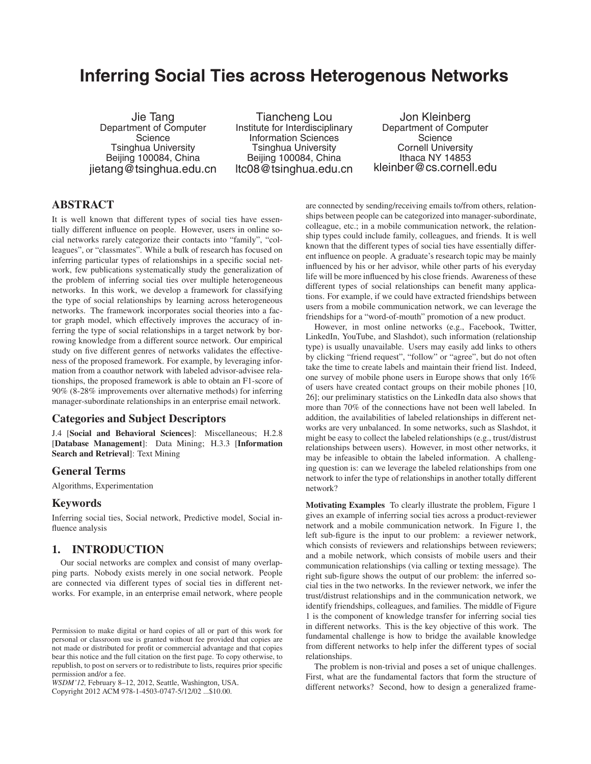# Inferring Social Ties across Heterogenous Networks

Jie Tang
Department of Computer Science
Tsinghua University
Beijing 100084, China
jietang@tsinghua.edu.cn

Tiancheng Lou
Institute for Interdisciplinary Information Sciences
Tsinghua University
Beijing 100084, China
ltc08@tsinghua.edu.cn

Jon Kleinberg
Department of Computer Science
Cornell University
Ithaca NY 14853
kleinber@cs.cornell.edu

## ABSTRACT

It is well known that different types of social ties have essentially different influence on people. However, users in online social networks rarely categorize their contacts into "family", "colleagues", or "classmates". While a bulk of research has focused on inferring particular types of relationships in a specific social network, few publications systematically study the generalization of the problem of inferring social ties over multiple heterogeneous networks. In this work, we develop a framework for classifying the type of social relationships by learning across heterogeneous networks. The framework incorporates social theories into a factor graph model, which effectively improves the accuracy of inferring the type of social relationships in a target network by borrowing knowledge from a different source network. Our empirical study on five different genres of networks validates the effectiveness of the proposed framework. For example, by leveraging information from a coauthor network with labeled advisor-advisee relationships, the proposed framework is able to obtain an F1-score of 90% (8-28% improvements over alternative methods) for inferring manager-subordinate relationships in an enterprise email network.

## Categories and Subject Descriptors

J.4 [**Social and Behavioral Sciences**]: Miscellaneous; H.2.8 [**Database Management**]: Data Mining; H.3.3 [**Information Search and Retrieval**]: Text Mining

## General Terms

Algorithms, Experimentation

## Keywords

Inferring social ties, Social network, Predictive model, Social influence analysis

## 1. INTRODUCTION

Our social networks are complex and consist of many overlapping parts. Nobody exists merely in one social network. People are connected via different types of social ties in different networks. For example, in an enterprise email network, where people are connected by sending/receiving emails to/from others, relationships between people can be categorized into manager-subordinate, colleague, etc.; in a mobile communication network, the relationship types could include family, colleagues, and friends. It is well known that the different types of social ties have essentially different influence on people. A graduate's research topic may be mainly influenced by his or her advisor, while other parts of his everyday life will be more influenced by his close friends. Awareness of these different types of social relationships can benefit many applications. For example, if we could have extracted friendships between users from a mobile communication network, we can leverage the friendships for a "word-of-mouth" promotion of a new product.

However, in most online networks (e.g., Facebook, Twitter, LinkedIn, YouTube, and Slashdot), such information (relationship type) is usually unavailable. Users may easily add links to others by clicking "friend request", "follow" or "agree", but do not often take the time to create labels and maintain their friend list. Indeed, one survey of mobile phone users in Europe shows that only 16% of users have created contact groups on their mobile phones [10, 26]; our preliminary statistics on the LinkedIn data also shows that more than 70% of the connections have not been well labeled. In addition, the availabilities of labeled relationships in different networks are very unbalanced. In some networks, such as Slashdot, it might be easy to collect the labeled relationships (e.g., trust/distrust relationships between users). However, in most other networks, it may be infeasible to obtain the labeled information. A challenging question is: can we leverage the labeled relationships from one network to infer the type of relationships in another totally different network?

**Motivating Examples** To clearly illustrate the problem, Figure 1 gives an example of inferring social ties across a product-reviewer network and a mobile communication network. In Figure 1, the left sub-figure is the input to our problem: a reviewer network, which consists of reviewers and relationships between reviewers; and a mobile network, which consists of mobile users and their communication relationships (via calling or texting message). The right sub-figure shows the output of our problem: the inferred social ties in the two networks. In the reviewer network, we infer the trust/distrust relationships and in the communication network, we identify friendships, colleagues, and families. The middle of Figure 1 is the component of knowledge transfer for inferring social ties in different networks. This is the key objective of this work. The fundamental challenge is how to bridge the available knowledge from different networks to help infer the different types of social relationships.

The problem is non-trivial and poses a set of unique challenges. First, what are the fundamental factors that form the structure of different networks? Second, how to design a generalized frame-

Permission to make digital or hard copies of all or part of this work for personal or classroom use is granted without fee provided that copies are not made or distributed for profit or commercial advantage and that copies bear this notice and the full citation on the first page. To copy otherwise, to republish, to post on servers or to redistribute to lists, requires prior specific permission and/or a fee.
*WSDM'12,* February 8–12, 2012, Seattle, Washington, USA.
Copyright 2012 ACM 978-1-4503-0747-5/12/02 ...$10.00.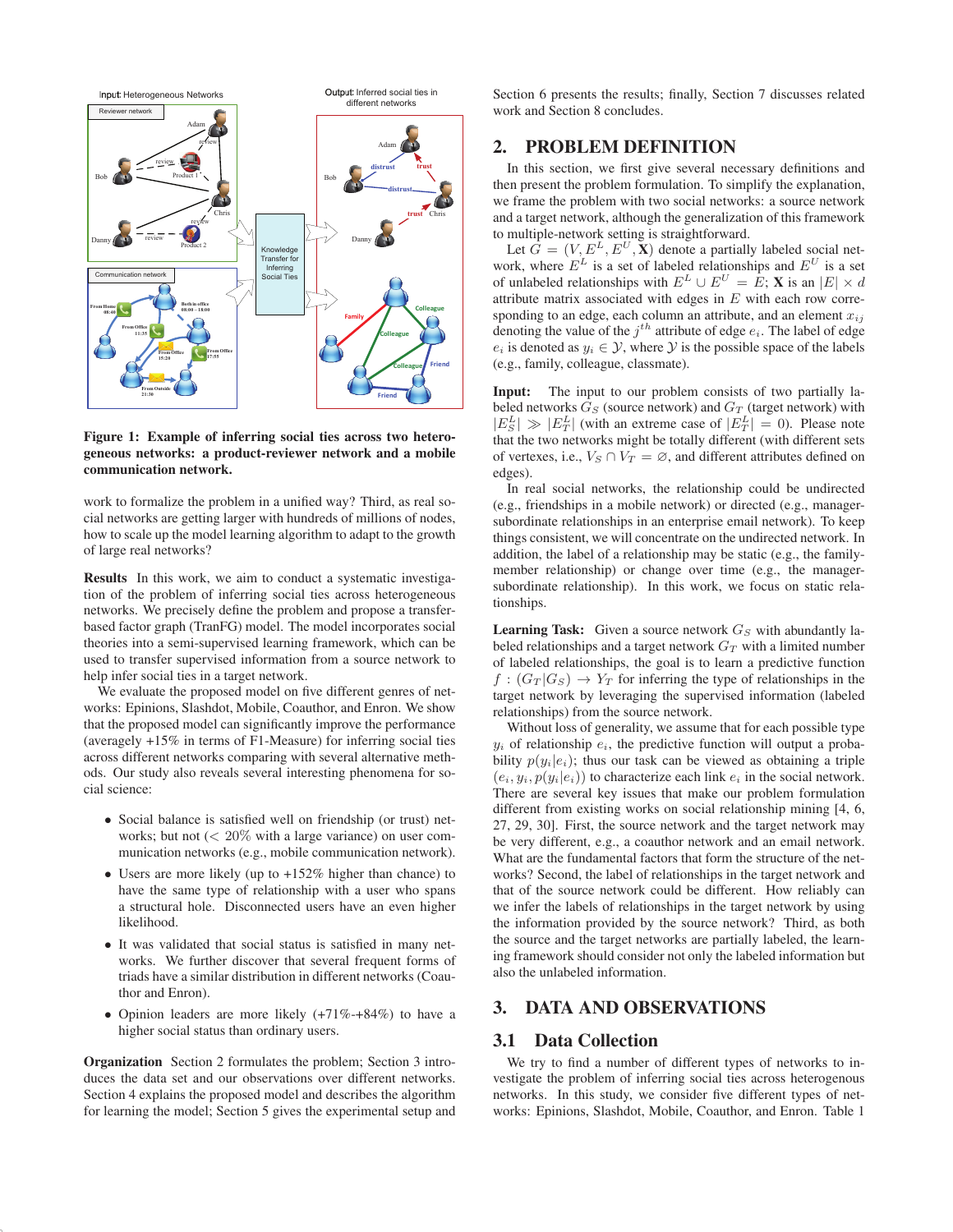**Figure 1: Example of inferring social ties across two heterogeneous networks: a product-reviewer network and a mobile communication network.**

work to formalize the problem in a unified way? Third, as real social networks are getting larger with hundreds of millions of nodes, how to scale up the model learning algorithm to adapt to the growth of large real networks?

**Results** In this work, we aim to conduct a systematic investigation of the problem of inferring social ties across heterogeneous networks. We precisely define the problem and propose a transfer-based factor graph (TranFG) model. The model incorporates social theories into a semi-supervised learning framework, which can be used to transfer supervised information from a source network to help infer social ties in a target network.

We evaluate the proposed model on five different genres of networks: Epinions, Slashdot, Mobile, Coauthor, and Enron. We show that the proposed model can significantly improve the performance (averagely +15% in terms of F1-Measure) for inferring social ties across different networks comparing with several alternative methods. Our study also reveals several interesting phenomena for social science:

- Social balance is satisfied well on friendship (or trust) networks; but not (< 20% with a large variance) on user communication networks (e.g., mobile communication network).
- Users are more likely (up to +152% higher than chance) to have the same type of relationship with a user who spans a structural hole. Disconnected users have an even higher likelihood.
- It was validated that social status is satisfied in many networks. We further discover that several frequent forms of triads have a similar distribution in different networks (Coauthor and Enron).
- Opinion leaders are more likely (+71%-+84%) to have a higher social status than ordinary users.

**Organization** Section 2 formulates the problem; Section 3 introduces the data set and our observations over different networks. Section 4 explains the proposed model and describes the algorithm for learning the model; Section 5 gives the experimental setup and Section 6 presents the results; finally, Section 7 discusses related work and Section 8 concludes.

## 2. PROBLEM DEFINITION

In this section, we first give several necessary definitions and then present the problem formulation. To simplify the explanation, we frame the problem with two social networks: a source network and a target network, although the generalization of this framework to multiple-network setting is straightforward.

Let $G = (V, E^L, E^U, \mathbf{X})$ denote a partially labeled social network, where $E^L$ is a set of labeled relationships and $E^U$ is a set of unlabeled relationships with $E^L \cup E^U = E$; $\mathbf{X}$ is an $|E| \times d$ attribute matrix associated with edges in $E$ with each row corresponding to an edge, each column an attribute, and an element $x_{ij}$ denoting the value of the $j^{th}$ attribute of edge $e_i$. The label of edge $e_i$ is denoted as $y_i \in \mathcal{Y}$, where $\mathcal{Y}$ is the possible space of the labels (e.g., family, colleague, classmate).

**Input:** The input to our problem consists of two partially labeled networks $G_S$ (source network) and $G_T$ (target network) with $|E_S^L| \gg |E_T^L|$ (with an extreme case of $|E_T^L| = 0$). Please note that the two networks might be totally different (with different sets of vertexes, i.e., $V_S \cap V_T = \varnothing$, and different attributes defined on edges).

In real social networks, the relationship could be undirected (e.g., friendships in a mobile network) or directed (e.g., manager-subordinate relationships in an enterprise email network). To keep things consistent, we will concentrate on the undirected network. In addition, the label of a relationship may be static (e.g., the family-member relationship) or change over time (e.g., the manager-subordinate relationship). In this work, we focus on static relationships.

**Learning Task:** Given a source network $G_S$ with abundantly labeled relationships and a target network $G_T$ with a limited number of labeled relationships, the goal is to learn a predictive function $f : (G_T|G_S) \to Y_T$ for inferring the type of relationships in the target network by leveraging the supervised information (labeled relationships) from the source network.

Without loss of generality, we assume that for each possible type $y_i$ of relationship $e_i$, the predictive function will output a probability $p(y_i|e_i)$; thus our task can be viewed as obtaining a triple $(e_i, y_i, p(y_i|e_i))$ to characterize each link $e_i$ in the social network. There are several key issues that make our problem formulation different from existing works on social relationship mining [4, 6, 27, 29, 30]. First, the source network and the target network may be very different, e.g., a coauthor network and an email network. What are the fundamental factors that form the structure of the networks? Second, the label of relationships in the target network and that of the source network could be different. How reliably can we infer the labels of relationships in the target network by using the information provided by the source network? Third, as both the source and the target networks are partially labeled, the learning framework should consider not only the labeled information but also the unlabeled information.

## 3. DATA AND OBSERVATIONS

### 3.1 Data Collection

We try to find a number of different types of networks to investigate the problem of inferring social ties across heterogenous networks. In this study, we consider five different types of networks: Epinions, Slashdot, Mobile, Coauthor, and Enron. Table 1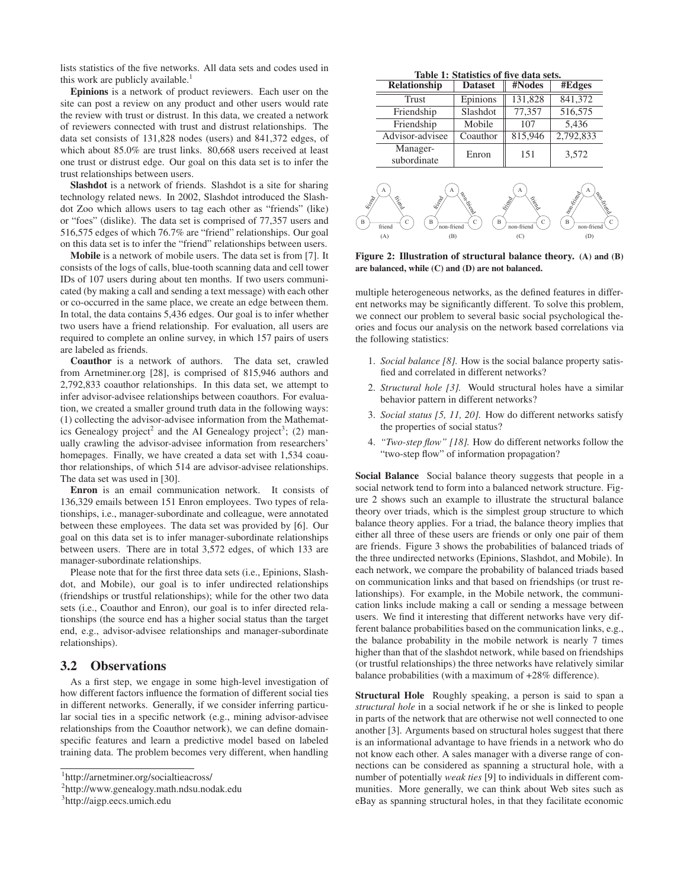lists statistics of the five networks. All data sets and codes used in this work are publicly available.[1]

**Epinions** is a network of product reviewers. Each user on the site can post a review on any product and other users would rate the review with trust or distrust. In this data, we created a network of reviewers connected with trust and distrust relationships. The data set consists of 131,828 nodes (users) and 841,372 edges, of which about 85.0% are trust links. 80,668 users received at least one trust or distrust edge. Our goal on this data set is to infer the trust relationships between users.

**Slashdot** is a network of friends. Slashdot is a site for sharing technology related news. In 2002, Slashdot introduced the Slashdot Zoo which allows users to tag each other as "friends" (like) or "foes" (dislike). The data set is comprised of 77,357 users and 516,575 edges of which 76.7% are "friend" relationships. Our goal on this data set is to infer the "friend" relationships between users.

**Mobile** is a network of mobile users. The data set is from [7]. It consists of the logs of calls, blue-tooth scanning data and cell tower IDs of 107 users during about ten months. If two users communicated (by making a call and sending a text message) with each other or co-occurred in the same place, we create an edge between them. In total, the data contains 5,436 edges. Our goal is to infer whether two users have a friend relationship. For evaluation, all users are required to complete an online survey, in which 157 pairs of users are labeled as friends.

**Coauthor** is a network of authors. The data set, crawled from Arnetminer.org [28], is comprised of 815,946 authors and 2,792,833 coauthor relationships. In this data set, we attempt to infer advisor-advisee relationships between coauthors. For evaluation, we created a smaller ground truth data in the following ways: (1) collecting the advisor-advisee information from the Mathematics Genealogy project[2] and the AI Genealogy project[3]; (2) manually crawling the advisor-advisee information from researchers' homepages. Finally, we have created a data set with 1,534 coauthor relationships, of which 514 are advisor-advisee relationships. The data set was used in [30].

**Enron** is an email communication network. It consists of 136,329 emails between 151 Enron employees. Two types of relationships, i.e., manager-subordinate and colleague, were annotated between these employees. The data set was provided by [6]. Our goal on this data set is to infer manager-subordinate relationships between users. There are in total 3,572 edges, of which 133 are manager-subordinate relationships.

Please note that for the first three data sets (i.e., Epinions, Slashdot, and Mobile), our goal is to infer undirected relationships (friendships or trustful relationships); while for the other two data sets (i.e., Coauthor and Enron), our goal is to infer directed relationships (the source end has a higher social status than the target end, e.g., advisor-advisee relationships and manager-subordinate relationships).

## 3.2 Observations

As a first step, we engage in some high-level investigation of how different factors influence the formation of different social ties in different networks. Generally, if we consider inferring particular social ties in a specific network (e.g., mining advisor-advisee relationships from the Coauthor network), we can define domain-specific features and learn a predictive model based on labeled training data. The problem becomes very different, when handling multiple heterogeneous networks, as the defined features in different networks may be significantly different. To solve this problem, we connect our problem to several basic social psychological theories and focus our analysis on the network based correlations via the following statistics:

1. *Social balance [8].* How is the social balance property satisfied and correlated in different networks?
2. *Structural hole [3].* Would structural holes have a similar behavior pattern in different networks?
3. *Social status [5, 11, 20].* How do different networks satisfy the properties of social status?
4. *"Two-step flow" [18].* How do different networks follow the "two-step flow" of information propagation?

**Table 1: Statistics of five data sets.**

| Relationship | Dataset | #Nodes | #Edges |
|---|---|---|---|
| Trust | Epinions | 131,828 | 841,372 |
| Friendship | Slashdot | 77,357 | 516,575 |
| Friendship | Mobile | 107 | 5,436 |
| Advisor-advisee | Coauthor | 815,946 | 2,792,833 |
| Manager-subordinate | Enron | 151 | 3,572 |

**Figure 2: Illustration of structural balance theory. (A) and (B) are balanced, while (C) and (D) are not balanced.**

**Social Balance** Social balance theory suggests that people in a social network tend to form into a balanced network structure. Figure 2 shows such an example to illustrate the structural balance theory over triads, which is the simplest group structure to which balance theory applies. For a triad, the balance theory implies that either all three of these users are friends or only one pair of them are friends. Figure 3 shows the probabilities of balanced triads of the three undirected networks (Epinions, Slashdot, and Mobile). In each network, we compare the probability of balanced triads based on communication links and that based on friendships (or trust relationships). For example, in the Mobile network, the communication links include making a call or sending a message between users. We find it interesting that different networks have very different balance probabilities based on the communication links, e.g., the balance probability in the mobile network is nearly 7 times higher than that of the slashdot network, while based on friendships (or trustful relationships) the three networks have relatively similar balance probabilities (with a maximum of +28% difference).

**Structural Hole** Roughly speaking, a person is said to span a *structural hole* in a social network if he or she is linked to people in parts of the network that are otherwise not well connected to one another [3]. Arguments based on structural holes suggest that there is an informational advantage to have friends in a network who do not know each other. A sales manager with a diverse range of connections can be considered as spanning a structural hole, with a number of potentially *weak ties* [9] to individuals in different communities. More generally, we can think about Web sites such as eBay as spanning structural holes, in that they facilitate economic

[1] http://arnetminer.org/socialtieacross/

[2] http://www.genealogy.math.ndsu.nodak.edu

[3] http://aigp.eecs.umich.edu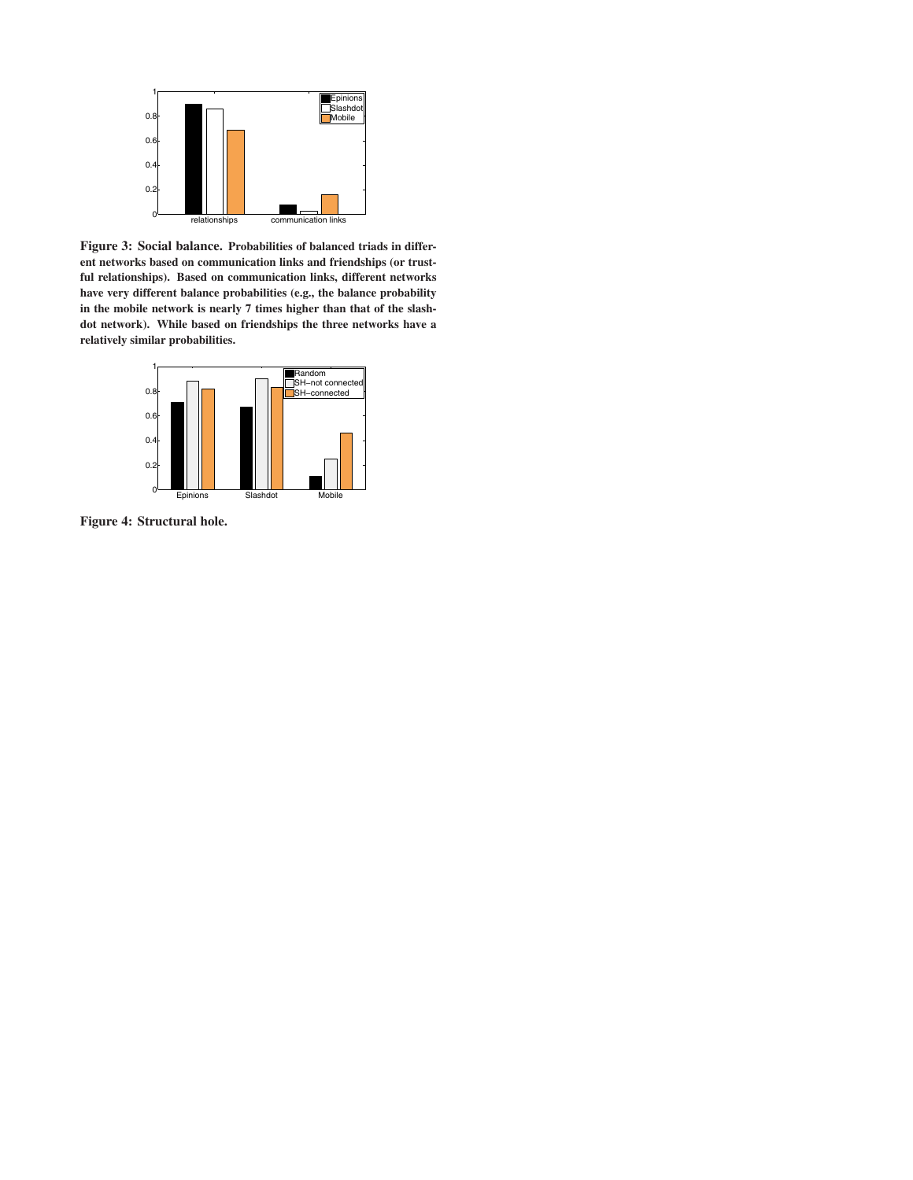1
0.8
0.6
0.4
0.2
0
relationships
communication links
Epinions
Slashdot
Mobile

**Figure 3: Social balance. Probabilities of balanced triads in different networks based on communication links and friendships (or trustful relationships). Based on communication links, different networks have very different balance probabilities (e.g., the balance probability in the mobile network is nearly 7 times higher than that of the slashdot network). While based on friendships the three networks have a relatively similar probabilities.**

1
0.8
0.6
0.4
0.2
0
Epinions
Slashdot
Mobile
Random
SH−not connected
SH−connected

**Figure 4: Structural hole.**